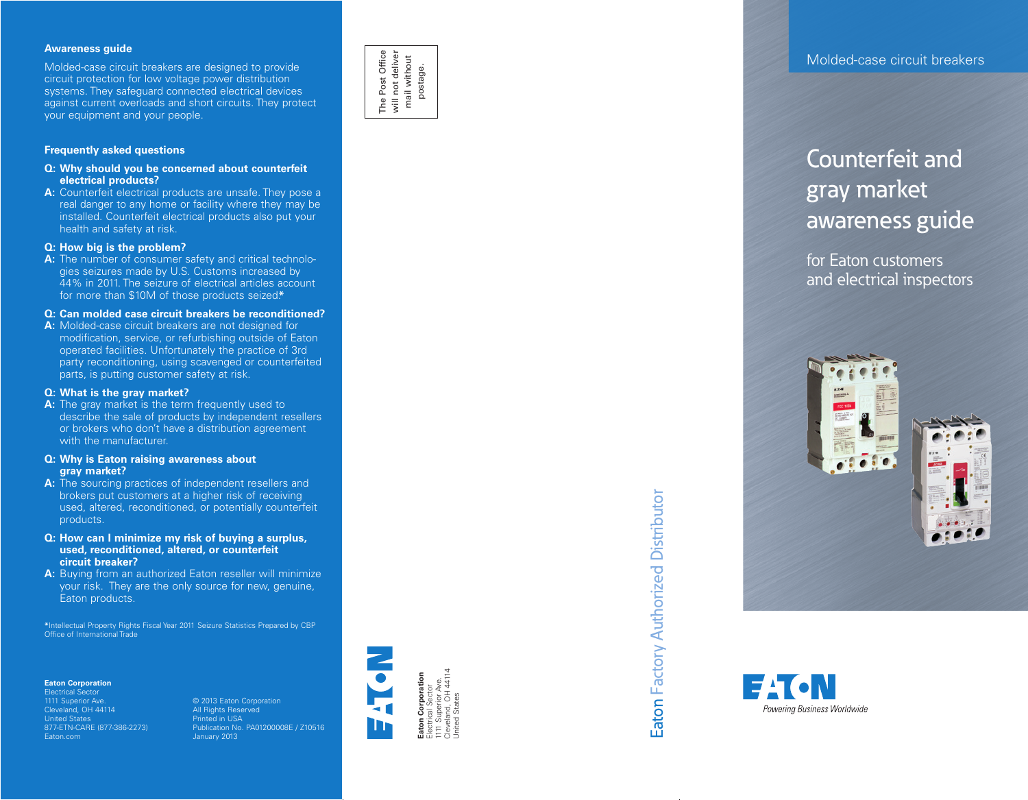## Awareness guide

Molded-case circuit breakers are designed to provide circuit protection for low voltage power distribution systems. They safeguard connected electrical devices against current overloads and short circuits. They protect your equipment and your people.

## Frequently asked questions

**Q: Why should you be concerned about counterfeit electrical products?**

**A:** Counterfeit electrical products are unsafe. They pose a real danger to any home or facility where they may be installed. Counterfeit electrical products also put your health and safety at risk.

**Q: How big is the problem?**

**A:** The number of consumer safety and critical technologies seizures made by U.S. Customs increased by 44% in 2011. The seizure of electrical articles account for more than $10M of those products seized.*

**Q: Can molded case circuit breakers be reconditioned?**

**A:** Molded-case circuit breakers are not designed for modification, service, or refurbishing outside of Eaton operated facilities. Unfortunately the practice of 3rd party reconditioning, using scavenged or counterfeited parts, is putting customer safety at risk.

**Q: What is the gray market?**

**A:** The gray market is the term frequently used to describe the sale of products by independent resellers or brokers who don't have a distribution agreement with the manufacturer.

**Q: Why is Eaton raising awareness about gray market?**

**A:** The sourcing practices of independent resellers and brokers put customers at a higher risk of receiving used, altered, reconditioned, or potentially counterfeit products.

**Q: How can I minimize my risk of buying a surplus, used, reconditioned, altered, or counterfeit circuit breaker?**

**A:** Buying from an authorized Eaton reseller will minimize your risk. They are the only source for new, genuine, Eaton products.

*Intellectual Property Rights Fiscal Year 2011 Seizure Statistics Prepared by CBP Office of International Trade

**Eaton Corporation**
Electrical Sector
1111 Superior Ave.
Cleveland, OH 44114
United States
877-ETN-CARE (877-386-2273)
Eaton.com

© 2013 Eaton Corporation
All Rights Reserved
Printed in USA
Publication No. PA01200008E / Z10516
January 2013

The Post Office will not deliver mail without postage.

EATON

**Eaton Corporation**
Electrical Sector
1111 Superior Ave.
Cleveland, OH 44114
United States

Eaton Factory Authorized Distributor

Molded-case circuit breakers

# Counterfeit and gray market awareness guide

for Eaton customers and electrical inspectors

EATON
Powering Business Worldwide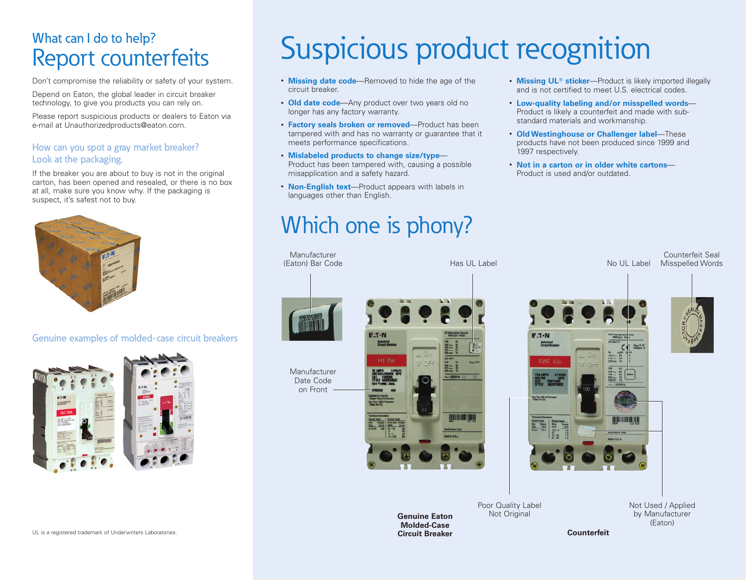## What can I do to help?

# Report counterfeits

Don't compromise the reliability or safety of your system.

Depend on Eaton, the global leader in circuit breaker technology, to give you products you can rely on.

Please report suspicious products or dealers to Eaton via e-mail at Unauthorizedproducts@eaton.com.

### How can you spot a gray market breaker? Look at the packaging.

If the breaker you are about to buy is not in the original carton, has been opened and resealed, or there is no box at all, make sure you know why. If the packaging is suspect, it's safest not to buy.

### Genuine examples of molded-case circuit breakers

UL is a registered trademark of Underwriters Laboratories.

# Suspicious product recognition

- **Missing date code**—Removed to hide the age of the circuit breaker.
- **Old date code**—Any product over two years old no longer has any factory warranty.
- **Factory seals broken or removed**—Product has been tampered with and has no warranty or guarantee that it meets performance specifications.
- **Mislabeled products to change size/type**—Product has been tampered with, causing a possible misapplication and a safety hazard.
- **Non-English text**—Product appears with labels in languages other than English.
- **Missing UL® sticker**—Product is likely imported illegally and is not certified to meet U.S. electrical codes.
- **Low-quality labeling and/or misspelled words**—Product is likely a counterfeit and made with sub-standard materials and workmanship.
- **Old Westinghouse or Challenger label**—These products have not been produced since 1999 and 1997 respectively.
- **Not in a carton or in older white cartons**—Product is used and/or outdated.

# Which one is phony?

Manufacturer (Eaton) Bar Code

Has UL Label

Manufacturer Date Code on Front

**Genuine Eaton Molded-Case Circuit Breaker**

No UL Label

Counterfeit Seal Misspelled Words

Poor Quality Label Not Original

Not Used / Applied by Manufacturer (Eaton)

**Counterfeit**